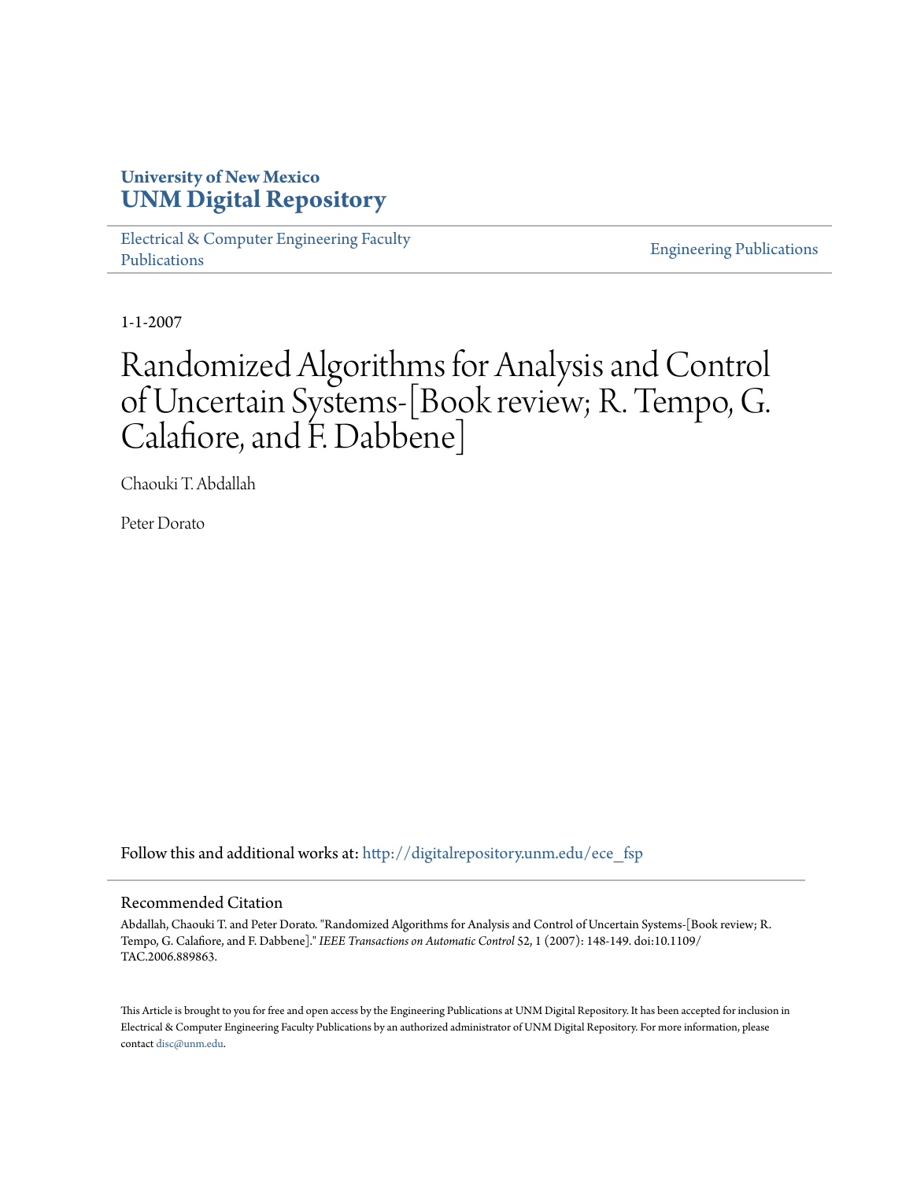University of New Mexico
**UNM Digital Repository**

Electrical & Computer Engineering Faculty Publications

Engineering Publications

1-1-2007

# Randomized Algorithms for Analysis and Control of Uncertain Systems-[Book review; R. Tempo, G. Calafiore, and F. Dabbene]

Chaouki T. Abdallah

Peter Dorato

Follow this and additional works at: http://digitalrepository.unm.edu/ece_fsp

## Recommended Citation

Abdallah, Chaouki T. and Peter Dorato. "Randomized Algorithms for Analysis and Control of Uncertain Systems-[Book review; R. Tempo, G. Calafiore, and F. Dabbene]." *IEEE Transactions on Automatic Control* 52, 1 (2007): 148-149. doi:10.1109/TAC.2006.889863.

This Article is brought to you for free and open access by the Engineering Publications at UNM Digital Repository. It has been accepted for inclusion in Electrical & Computer Engineering Faculty Publications by an authorized administrator of UNM Digital Repository. For more information, please contact disc@unm.edu.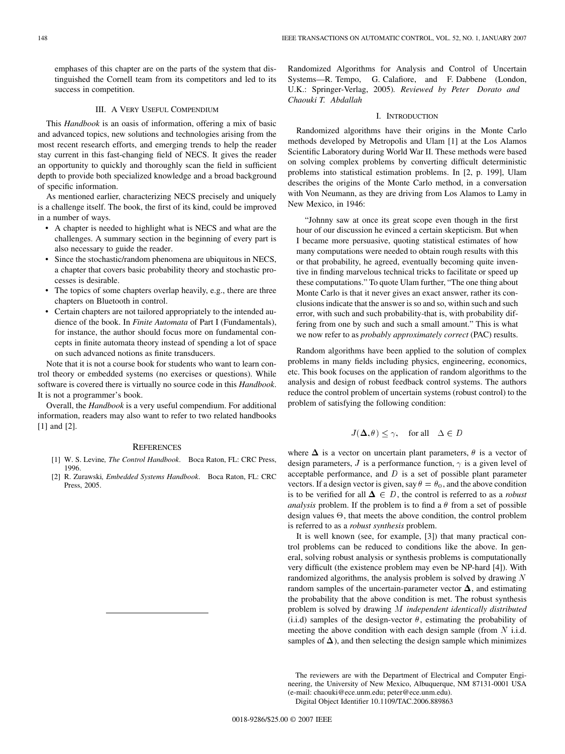emphases of this chapter are on the parts of the system that distinguished the Cornell team from its competitors and led to its success in competition.

### III. A Very Useful Compendium

This *Handbook* is an oasis of information, offering a mix of basic and advanced topics, new solutions and technologies arising from the most recent research efforts, and emerging trends to help the reader stay current in this fast-changing field of NECS. It gives the reader an opportunity to quickly and thoroughly scan the field in sufficient depth to provide both specialized knowledge and a broad background of specific information.

As mentioned earlier, characterizing NECS precisely and uniquely is a challenge itself. The book, the first of its kind, could be improved in a number of ways.

- A chapter is needed to highlight what is NECS and what are the challenges. A summary section in the beginning of every part is also necessary to guide the reader.
- Since the stochastic/random phenomena are ubiquitous in NECS, a chapter that covers basic probability theory and stochastic processes is desirable.
- The topics of some chapters overlap heavily, e.g., there are three chapters on Bluetooth in control.
- Certain chapters are not tailored appropriately to the intended audience of the book. In *Finite Automata* of Part I (Fundamentals), for instance, the author should focus more on fundamental concepts in finite automata theory instead of spending a lot of space on such advanced notions as finite transducers.

Note that it is not a course book for students who want to learn control theory or embedded systems (no exercises or questions). While software is covered there is virtually no source code in this *Handbook*. It is not a programmer's book.

Overall, the *Handbook* is a very useful compendium. For additional information, readers may also want to refer to two related handbooks [1] and [2].

### References

[1] W. S. Levine, *The Control Handbook*. Boca Raton, FL: CRC Press, 1996.

[2] R. Zurawski, *Embedded Systems Handbook*. Boca Raton, FL: CRC Press, 2005.

---

## Randomized Algorithms for Analysis and Control of Uncertain Systems—R. Tempo, G. Calafiore, and F. Dabbene (London, U.K.: Springer-Verlag, 2005). *Reviewed by Peter Dorato and Chaouki T. Abdallah*

### I. Introduction

Randomized algorithms have their origins in the Monte Carlo methods developed by Metropolis and Ulam [1] at the Los Alamos Scientific Laboratory during World War II. These methods were based on solving complex problems by converting difficult deterministic problems into statistical estimation problems. In [2, p. 199], Ulam describes the origins of the Monte Carlo method, in a conversation with Von Neumann, as they are driving from Los Alamos to Lamy in New Mexico, in 1946:

> "Johnny saw at once its great scope even though in the first hour of our discussion he evinced a certain skepticism. But when I became more persuasive, quoting statistical estimates of how many computations were needed to obtain rough results with this or that probability, he agreed, eventually becoming quite inventive in finding marvelous technical tricks to facilitate or speed up these computations." To quote Ulam further, "The one thing about Monte Carlo is that it never gives an exact answer, rather its conclusions indicate that the answer is so and so, within such and such error, with such and such probability-that is, with probability differing from one by such and such a small amount." This is what we now refer to as *probably approximately correct* (PAC) results.

Random algorithms have been applied to the solution of complex problems in many fields including physics, engineering, economics, etc. This book focuses on the application of random algorithms to the analysis and design of robust feedback control systems. The authors reduce the control problem of uncertain systems (robust control) to the problem of satisfying the following condition:

$$J(\boldsymbol{\Delta}, \theta) \leq \gamma, \quad \text{for all} \quad \Delta \in D$$

where $\boldsymbol{\Delta}$ is a vector on uncertain plant parameters, $\theta$ is a vector of design parameters, $J$ is a performance function, $\gamma$ is a given level of acceptable performance, and $D$ is a set of possible plant parameter vectors. If a design vector is given, say $\theta = \theta_0$, and the above condition is to be verified for all $\boldsymbol{\Delta} \in D$, the control is referred to as a *robust analysis* problem. If the problem is to find a $\theta$ from a set of possible design values $\Theta$, that meets the above condition, the control problem is referred to as a *robust synthesis* problem.

It is well known (see, for example, [3]) that many practical control problems can be reduced to conditions like the above. In general, solving robust analysis or synthesis problems is computationally very difficult (the existence problem may even be NP-hard [4]). With randomized algorithms, the analysis problem is solved by drawing $N$ random samples of the uncertain-parameter vector $\boldsymbol{\Delta}$, and estimating the probability that the above condition is met. The robust synthesis problem is solved by drawing $M$ *independent identically distributed* (i.i.d) samples of the design-vector $\theta$, estimating the probability of meeting the above condition with each design sample (from $N$ i.i.d. samples of $\boldsymbol{\Delta}$), and then selecting the design sample which minimizes

The reviewers are with the Department of Electrical and Computer Engineering, the University of New Mexico, Albuquerque, NM 87131-0001 USA (e-mail: chaouki@ece.unm.edu; peter@ece.unm.edu).

Digital Object Identifier 10.1109/TAC.2006.889863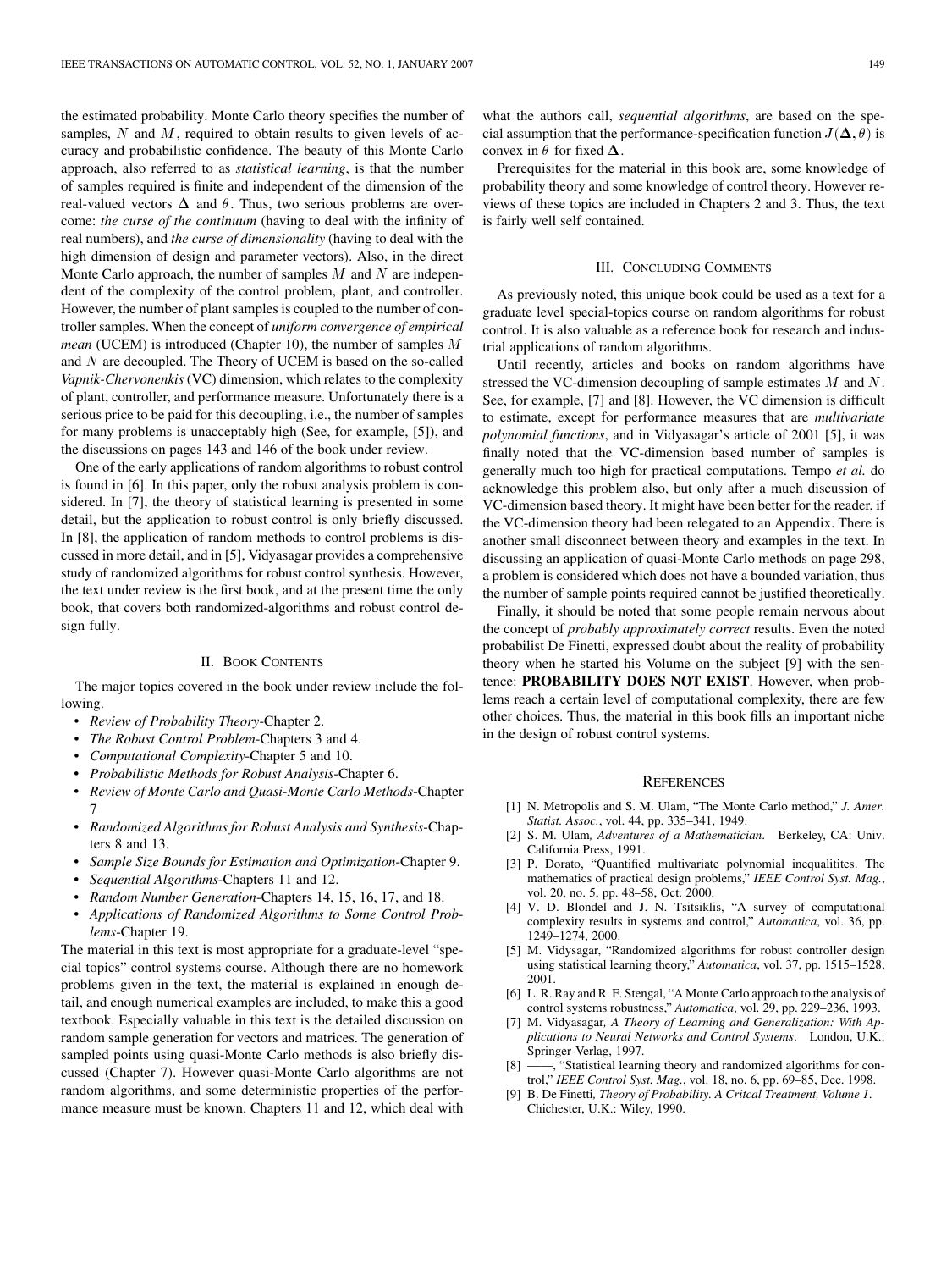the estimated probability. Monte Carlo theory specifies the number of samples, $N$ and $M$, required to obtain results to given levels of accuracy and probabilistic confidence. The beauty of this Monte Carlo approach, also referred to as *statistical learning*, is that the number of samples required is finite and independent of the dimension of the real-valued vectors $\boldsymbol{\Delta}$ and $\theta$. Thus, two serious problems are overcome: *the curse of the continuum* (having to deal with the infinity of real numbers), and *the curse of dimensionality* (having to deal with the high dimension of design and parameter vectors). Also, in the direct Monte Carlo approach, the number of samples $M$ and $N$ are independent of the complexity of the control problem, plant, and controller. However, the number of plant samples is coupled to the number of controller samples. When the concept of *uniform convergence of empirical mean* (UCEM) is introduced (Chapter 10), the number of samples $M$ and $N$ are decoupled. The Theory of UCEM is based on the so-called *Vapnik-Chervonenkis* (VC) dimension, which relates to the complexity of plant, controller, and performance measure. Unfortunately there is a serious price to be paid for this decoupling, i.e., the number of samples for many problems is unacceptably high (See, for example, [5]), and the discussions on pages 143 and 146 of the book under review.

One of the early applications of random algorithms to robust control is found in [6]. In this paper, only the robust analysis problem is considered. In [7], the theory of statistical learning is presented in some detail, but the application to robust control is only briefly discussed. In [8], the application of random methods to control problems is discussed in more detail, and in [5], Vidyasagar provides a comprehensive study of randomized algorithms for robust control synthesis. However, the text under review is the first book, and at the present time the only book, that covers both randomized-algorithms and robust control design fully.

## II. Book Contents

The major topics covered in the book under review include the following.

- *Review of Probability Theory*-Chapter 2.
- *The Robust Control Problem*-Chapters 3 and 4.
- *Computational Complexity*-Chapter 5 and 10.
- *Probabilistic Methods for Robust Analysis*-Chapter 6.
- *Review of Monte Carlo and Quasi-Monte Carlo Methods*-Chapter 7
- *Randomized Algorithms for Robust Analysis and Synthesis*-Chapters 8 and 13.
- *Sample Size Bounds for Estimation and Optimization*-Chapter 9.
- *Sequential Algorithms*-Chapters 11 and 12.
- *Random Number Generation*-Chapters 14, 15, 16, 17, and 18.
- *Applications of Randomized Algorithms to Some Control Problems*-Chapter 19.

The material in this text is most appropriate for a graduate-level "special topics" control systems course. Although there are no homework problems given in the text, the material is explained in enough detail, and enough numerical examples are included, to make this a good textbook. Especially valuable in this text is the detailed discussion on random sample generation for vectors and matrices. The generation of sampled points using quasi-Monte Carlo methods is also briefly discussed (Chapter 7). However quasi-Monte Carlo algorithms are not random algorithms, and some deterministic properties of the performance measure must be known. Chapters 11 and 12, which deal with what the authors call, *sequential algorithms*, are based on the special assumption that the performance-specification function $J(\boldsymbol{\Delta}, \theta)$ is convex in $\theta$ for fixed $\boldsymbol{\Delta}$.

Prerequisites for the material in this book are, some knowledge of probability theory and some knowledge of control theory. However reviews of these topics are included in Chapters 2 and 3. Thus, the text is fairly well self contained.

## III. Concluding Comments

As previously noted, this unique book could be used as a text for a graduate level special-topics course on random algorithms for robust control. It is also valuable as a reference book for research and industrial applications of random algorithms.

Until recently, articles and books on random algorithms have stressed the VC-dimension decoupling of sample estimates $M$ and $N$. See, for example, [7] and [8]. However, the VC dimension is difficult to estimate, except for performance measures that are *multivariate polynomial functions*, and in Vidyasagar's article of 2001 [5], it was finally noted that the VC-dimension based number of samples is generally much too high for practical computations. Tempo *et al.* do acknowledge this problem also, but only after a much discussion of VC-dimension based theory. It might have been better for the reader, if the VC-dimension theory had been relegated to an Appendix. There is another small disconnect between theory and examples in the text. In discussing an application of quasi-Monte Carlo methods on page 298, a problem is considered which does not have a bounded variation, thus the number of sample points required cannot be justified theoretically.

Finally, it should be noted that some people remain nervous about the concept of *probably approximately correct* results. Even the noted probabilist De Finetti, expressed doubt about the reality of probability theory when he started his Volume on the subject [9] with the sentence: **PROBABILITY DOES NOT EXIST**. However, when problems reach a certain level of computational complexity, there are few other choices. Thus, the material in this book fills an important niche in the design of robust control systems.

## References

[1] N. Metropolis and S. M. Ulam, "The Monte Carlo method," *J. Amer. Statist. Assoc.*, vol. 44, pp. 335–341, 1949.

[2] S. M. Ulam, *Adventures of a Mathematician*. Berkeley, CA: Univ. California Press, 1991.

[3] P. Dorato, "Quantified multivariate polynomial inequalitites. The mathematics of practical design problems," *IEEE Control Syst. Mag.*, vol. 20, no. 5, pp. 48–58, Oct. 2000.

[4] V. D. Blondel and J. N. Tsitsiklis, "A survey of computational complexity results in systems and control," *Automatica*, vol. 36, pp. 1249–1274, 2000.

[5] M. Vidyasagar, "Randomized algorithms for robust controller design using statistical learning theory," *Automatica*, vol. 37, pp. 1515–1528, 2001.

[6] L. R. Ray and R. F. Stengal, "A Monte Carlo approach to the analysis of control systems robustness," *Automatica*, vol. 29, pp. 229–236, 1993.

[7] M. Vidyasagar, *A Theory of Learning and Generalization: With Applications to Neural Networks and Control Systems*. London, U.K.: Springer-Verlag, 1997.

[8] ——, "Statistical learning theory and randomized algorithms for control," *IEEE Control Syst. Mag.*, vol. 18, no. 6, pp. 69–85, Dec. 1998.

[9] B. De Finetti, *Theory of Probability. A Critcal Treatment, Volume 1*. Chichester, U.K.: Wiley, 1990.